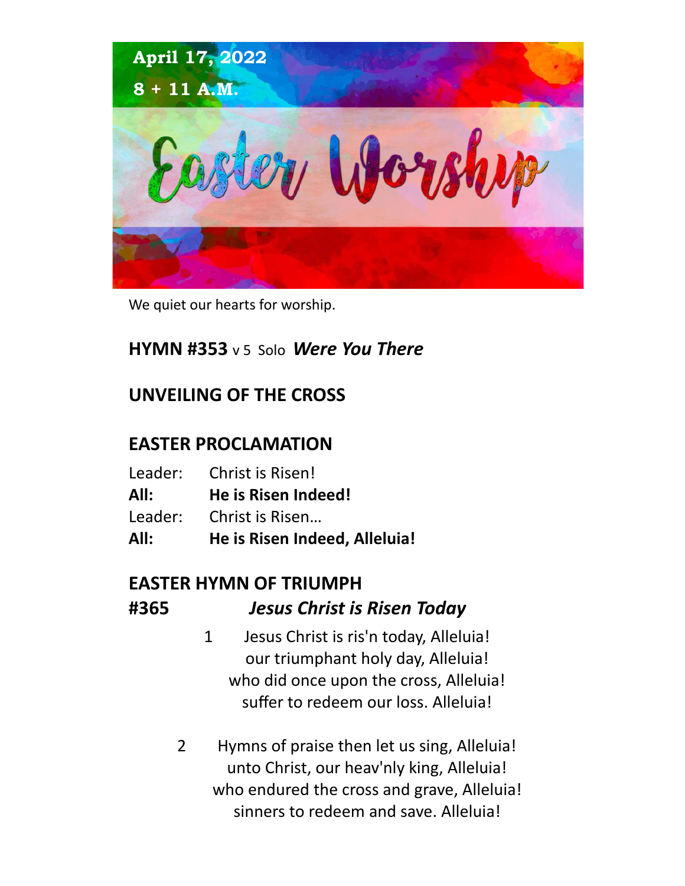**April 17, 2022**

**8 + 11 A.M.**

# Easter Worship

We quiet our hearts for worship.

**HYMN #353** v 5 Solo ***Were You There***

**UNVEILING OF THE CROSS**

**EASTER PROCLAMATION**

Leader: Christ is Risen!
**All: He is Risen Indeed!**
Leader: Christ is Risen…
**All: He is Risen Indeed, Alleluia!**

**EASTER HYMN OF TRIUMPH**
**#365** ***Jesus Christ is Risen Today***

1 Jesus Christ is ris'n today, Alleluia!
our triumphant holy day, Alleluia!
who did once upon the cross, Alleluia!
suffer to redeem our loss. Alleluia!

2 Hymns of praise then let us sing, Alleluia!
unto Christ, our heav'nly king, Alleluia!
who endured the cross and grave, Alleluia!
sinners to redeem and save. Alleluia!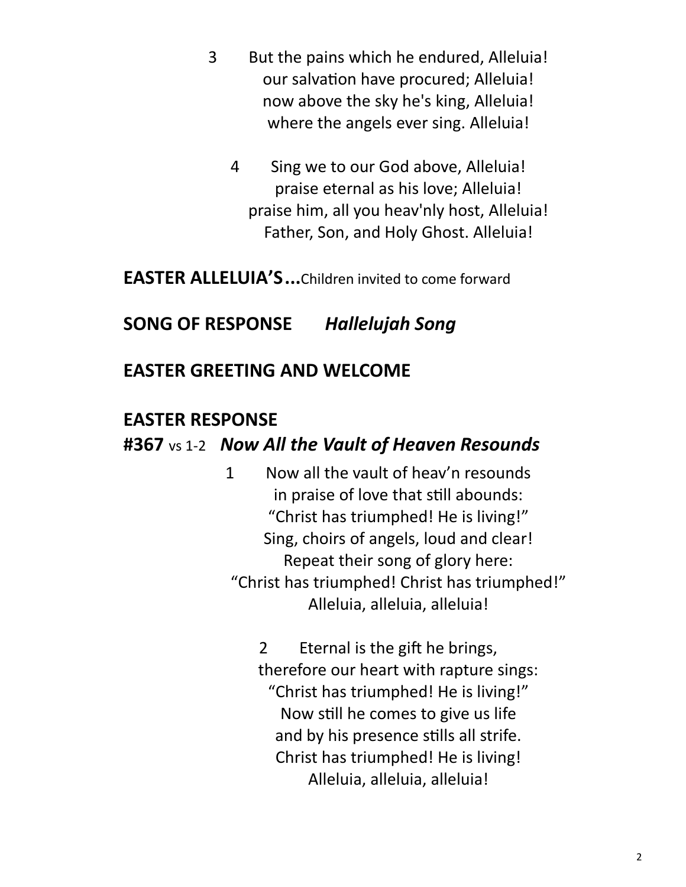3 But the pains which he endured, Alleluia!
our salvation have procured; Alleluia!
now above the sky he's king, Alleluia!
where the angels ever sing. Alleluia!

4 Sing we to our God above, Alleluia!
praise eternal as his love; Alleluia!
praise him, all you heav'nly host, Alleluia!
Father, Son, and Holy Ghost. Alleluia!

**EASTER ALLELUIA'S...**Children invited to come forward

**SONG OF RESPONSE** ***Hallelujah Song***

**EASTER GREETING AND WELCOME**

**EASTER RESPONSE**

**#367** vs 1-2 ***Now All the Vault of Heaven Resounds***

1 Now all the vault of heav'n resounds
in praise of love that still abounds:
"Christ has triumphed! He is living!"
Sing, choirs of angels, loud and clear!
Repeat their song of glory here:
"Christ has triumphed! Christ has triumphed!"
Alleluia, alleluia, alleluia!

2 Eternal is the gift he brings,
therefore our heart with rapture sings:
"Christ has triumphed! He is living!"
Now still he comes to give us life
and by his presence stills all strife.
Christ has triumphed! He is living!
Alleluia, alleluia, alleluia!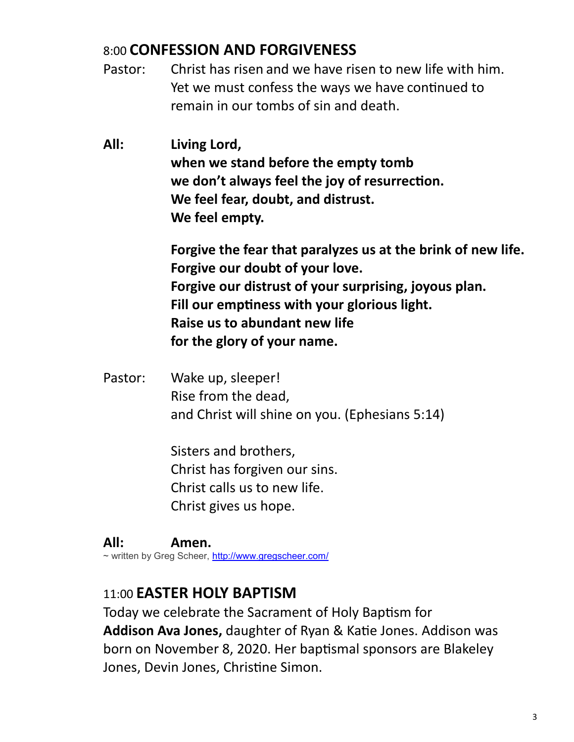## 8:00 **CONFESSION AND FORGIVENESS**

Pastor: Christ has risen and we have risen to new life with him. Yet we must confess the ways we have continued to remain in our tombs of sin and death.

**All: Living Lord,**
**when we stand before the empty tomb**
**we don't always feel the joy of resurrection.**
**We feel fear, doubt, and distrust.**
**We feel empty.**

**Forgive the fear that paralyzes us at the brink of new life.**
**Forgive our doubt of your love.**
**Forgive our distrust of your surprising, joyous plan.**
**Fill our emptiness with your glorious light.**
**Raise us to abundant new life**
**for the glory of your name.**

Pastor: Wake up, sleeper!
Rise from the dead,
and Christ will shine on you. (Ephesians 5:14)

Sisters and brothers,
Christ has forgiven our sins.
Christ calls us to new life.
Christ gives us hope.

**All: Amen.**

~ written by Greg Scheer, http://www.gregscheer.com/

## 11:00 **EASTER HOLY BAPTISM**

Today we celebrate the Sacrament of Holy Baptism for **Addison Ava Jones,** daughter of Ryan & Katie Jones. Addison was born on November 8, 2020. Her baptismal sponsors are Blakeley Jones, Devin Jones, Christine Simon.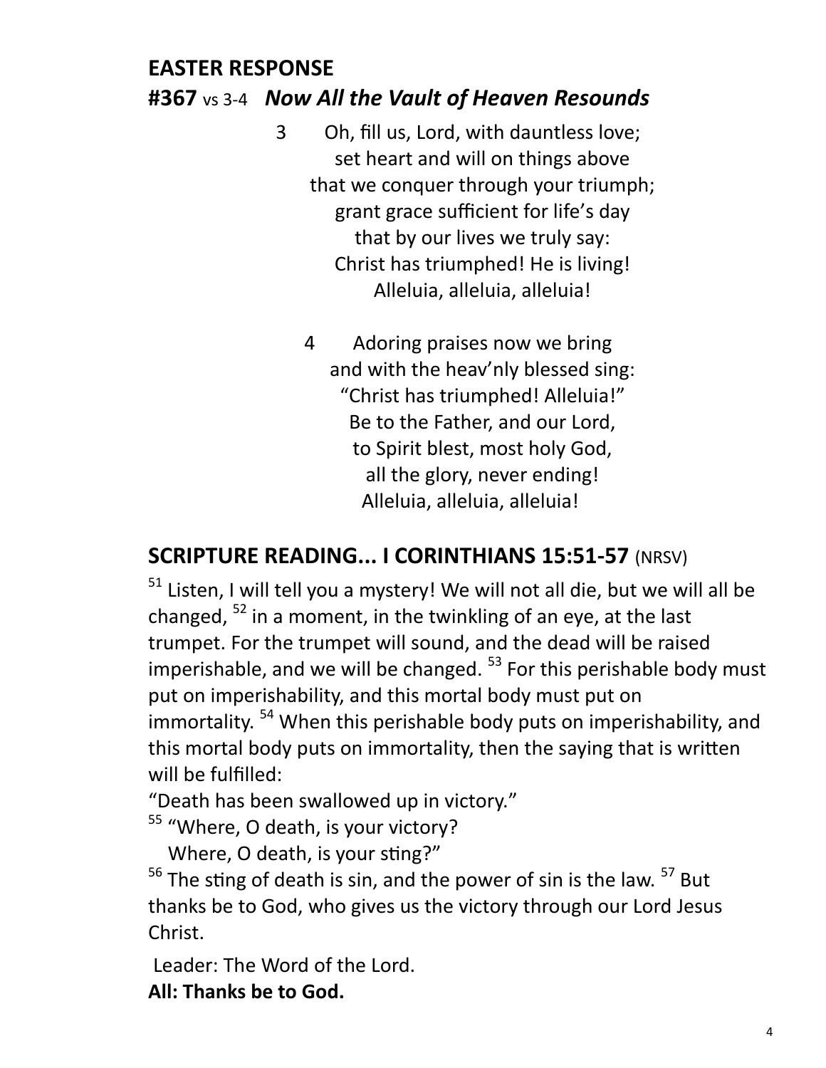## EASTER RESPONSE

### **#367** vs 3-4 *Now All the Vault of Heaven Resounds*

3 Oh, fill us, Lord, with dauntless love;
set heart and will on things above
that we conquer through your triumph;
grant grace sufficient for life's day
that by our lives we truly say:
Christ has triumphed! He is living!
Alleluia, alleluia, alleluia!

4 Adoring praises now we bring
and with the heav'nly blessed sing:
"Christ has triumphed! Alleluia!"
Be to the Father, and our Lord,
to Spirit blest, most holy God,
all the glory, never ending!
Alleluia, alleluia, alleluia!

## SCRIPTURE READING... I CORINTHIANS 15:51-57 (NRSV)

[51] Listen, I will tell you a mystery! We will not all die, but we will all be changed, [52] in a moment, in the twinkling of an eye, at the last trumpet. For the trumpet will sound, and the dead will be raised imperishable, and we will be changed. [53] For this perishable body must put on imperishability, and this mortal body must put on immortality. [54] When this perishable body puts on imperishability, and this mortal body puts on immortality, then the saying that is written will be fulfilled:
"Death has been swallowed up in victory."
[55] "Where, O death, is your victory?
Where, O death, is your sting?"
[56] The sting of death is sin, and the power of sin is the law. [57] But thanks be to God, who gives us the victory through our Lord Jesus Christ.

Leader: The Word of the Lord.
**All: Thanks be to God.**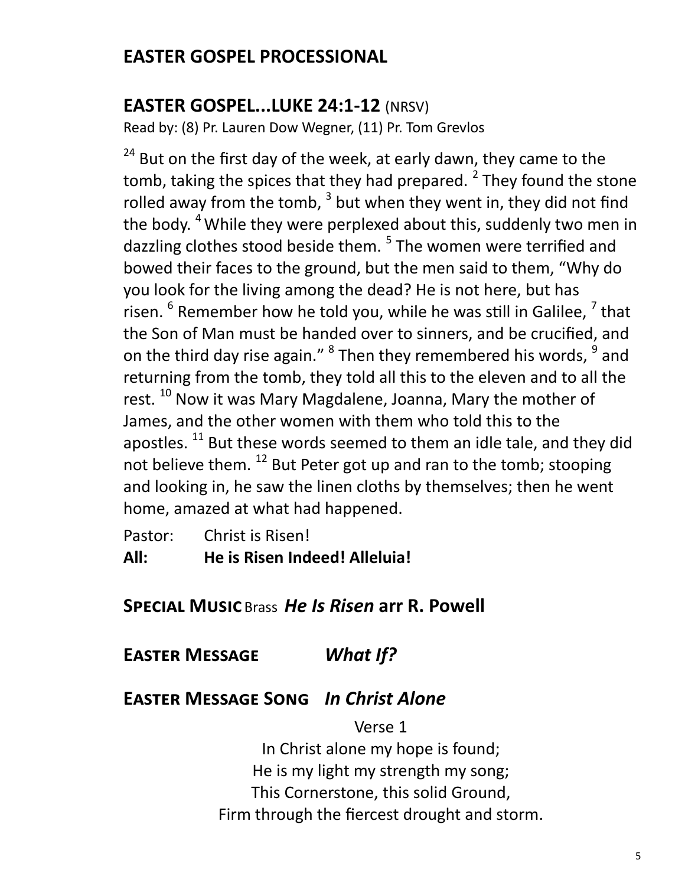## EASTER GOSPEL PROCESSIONAL

## EASTER GOSPEL...LUKE 24:1-12 (NRSV)

Read by: (8) Pr. Lauren Dow Wegner, (11) Pr. Tom Grevlos

[24] But on the first day of the week, at early dawn, they came to the tomb, taking the spices that they had prepared. [2] They found the stone rolled away from the tomb, [3] but when they went in, they did not find the body. [4] While they were perplexed about this, suddenly two men in dazzling clothes stood beside them. [5] The women were terrified and bowed their faces to the ground, but the men said to them, "Why do you look for the living among the dead? He is not here, but has risen. [6] Remember how he told you, while he was still in Galilee, [7] that the Son of Man must be handed over to sinners, and be crucified, and on the third day rise again." [8] Then they remembered his words, [9] and returning from the tomb, they told all this to the eleven and to all the rest. [10] Now it was Mary Magdalene, Joanna, Mary the mother of James, and the other women with them who told this to the apostles. [11] But these words seemed to them an idle tale, and they did not believe them. [12] But Peter got up and ran to the tomb; stooping and looking in, he saw the linen cloths by themselves; then he went home, amazed at what had happened.

Pastor: Christ is Risen!

**All: He is Risen Indeed! Alleluia!**

## SPECIAL MUSIC Brass *He Is Risen* arr R. Powell

## EASTER MESSAGE *What If?*

## EASTER MESSAGE SONG *In Christ Alone*

Verse 1

In Christ alone my hope is found;
He is my light my strength my song;
This Cornerstone, this solid Ground,
Firm through the fiercest drought and storm.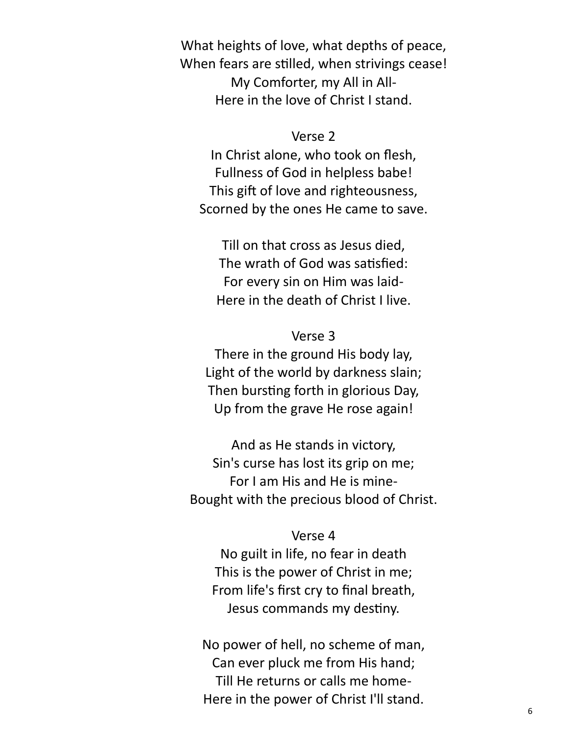What heights of love, what depths of peace,
When fears are stilled, when strivings cease!
My Comforter, my All in All-
Here in the love of Christ I stand.

Verse 2

In Christ alone, who took on flesh,
Fullness of God in helpless babe!
This gift of love and righteousness,
Scorned by the ones He came to save.

Till on that cross as Jesus died,
The wrath of God was satisfied:
For every sin on Him was laid-
Here in the death of Christ I live.

Verse 3

There in the ground His body lay,
Light of the world by darkness slain;
Then bursting forth in glorious Day,
Up from the grave He rose again!

And as He stands in victory,
Sin's curse has lost its grip on me;
For I am His and He is mine-
Bought with the precious blood of Christ.

Verse 4

No guilt in life, no fear in death
This is the power of Christ in me;
From life's first cry to final breath,
Jesus commands my destiny.

No power of hell, no scheme of man,
Can ever pluck me from His hand;
Till He returns or calls me home-
Here in the power of Christ I'll stand.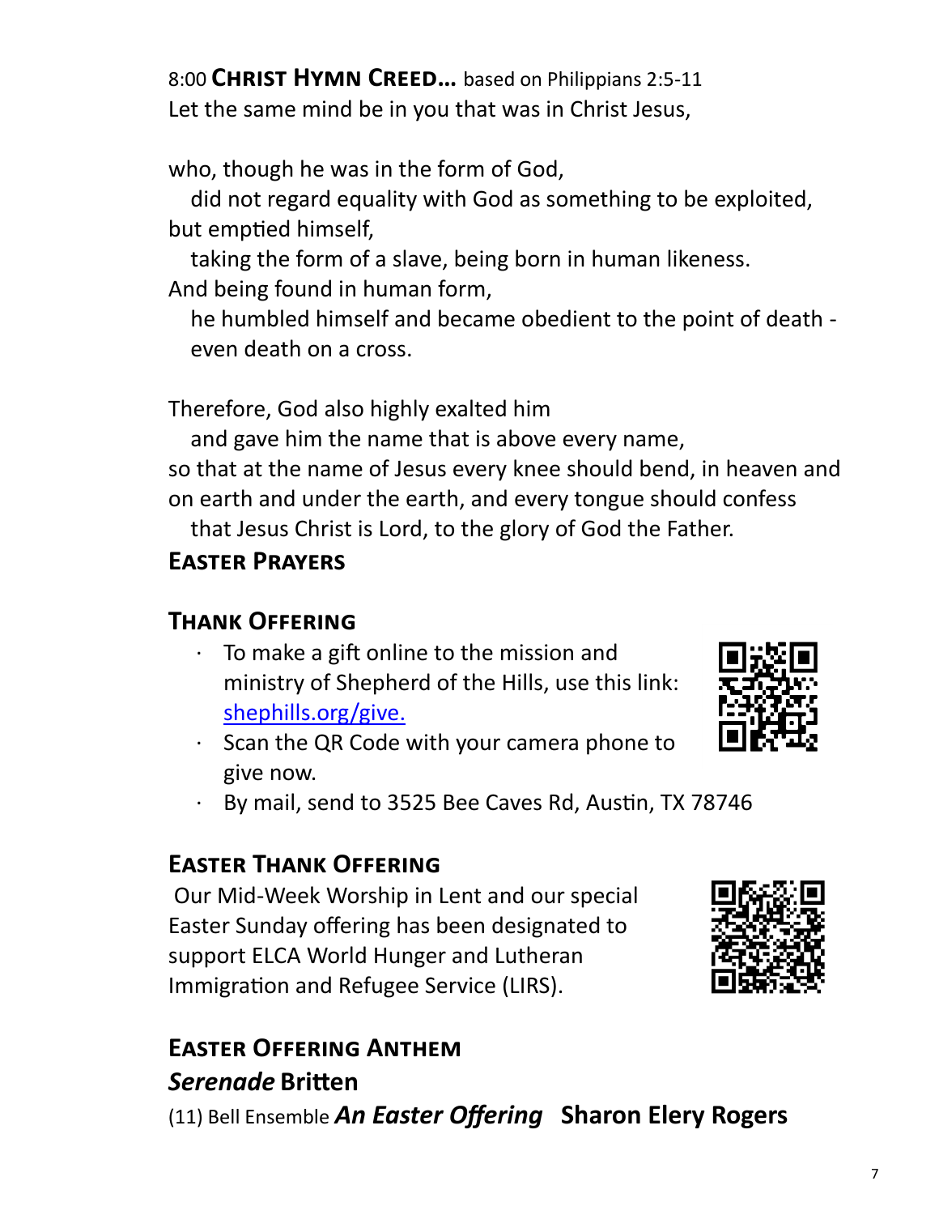8:00 **CHRIST HYMN CREED…** based on Philippians 2:5-11

Let the same mind be in you that was in Christ Jesus,

who, though he was in the form of God,
  did not regard equality with God as something to be exploited,
but emptied himself,
  taking the form of a slave, being born in human likeness.
And being found in human form,
  he humbled himself and became obedient to the point of death -
  even death on a cross.

Therefore, God also highly exalted him
  and gave him the name that is above every name,
so that at the name of Jesus every knee should bend, in heaven and on earth and under the earth, and every tongue should confess
  that Jesus Christ is Lord, to the glory of God the Father.

## EASTER PRAYERS

## THANK OFFERING

- To make a gift online to the mission and ministry of Shepherd of the Hills, use this link: shephills.org/give.
- Scan the QR Code with your camera phone to give now.
- By mail, send to 3525 Bee Caves Rd, Austin, TX 78746

## EASTER THANK OFFERING

Our Mid-Week Worship in Lent and our special Easter Sunday offering has been designated to support ELCA World Hunger and Lutheran Immigration and Refugee Service (LIRS).

## EASTER OFFERING ANTHEM

***Serenade*** **Britten**

(11) Bell Ensemble ***An Easter Offering*** **Sharon Elery Rogers**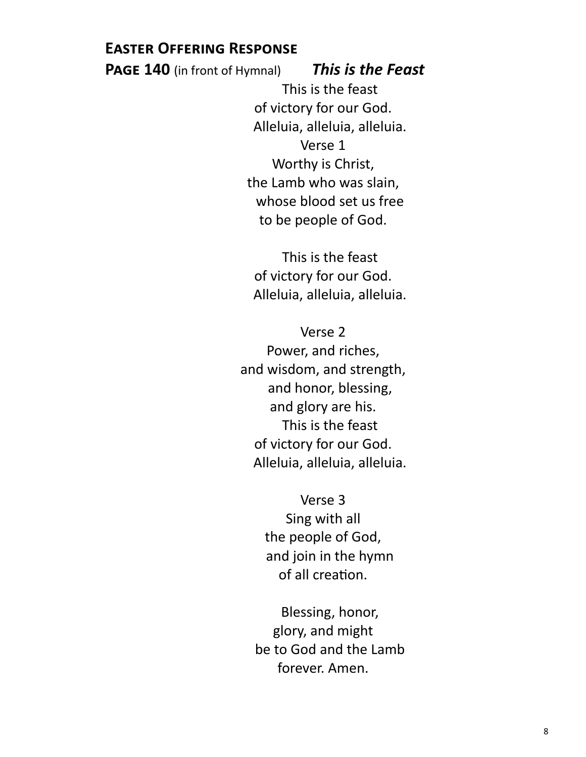## Easter Offering Response

**Page 140** (in front of Hymnal) ***This is the Feast***

This is the feast
of victory for our God.
Alleluia, alleluia, alleluia.

Verse 1
Worthy is Christ,
the Lamb who was slain,
whose blood set us free
to be people of God.

This is the feast
of victory for our God.
Alleluia, alleluia, alleluia.

Verse 2
Power, and riches,
and wisdom, and strength,
and honor, blessing,
and glory are his.
This is the feast
of victory for our God.
Alleluia, alleluia, alleluia.

Verse 3
Sing with all
the people of God,
and join in the hymn
of all creation.

Blessing, honor,
glory, and might
be to God and the Lamb
forever. Amen.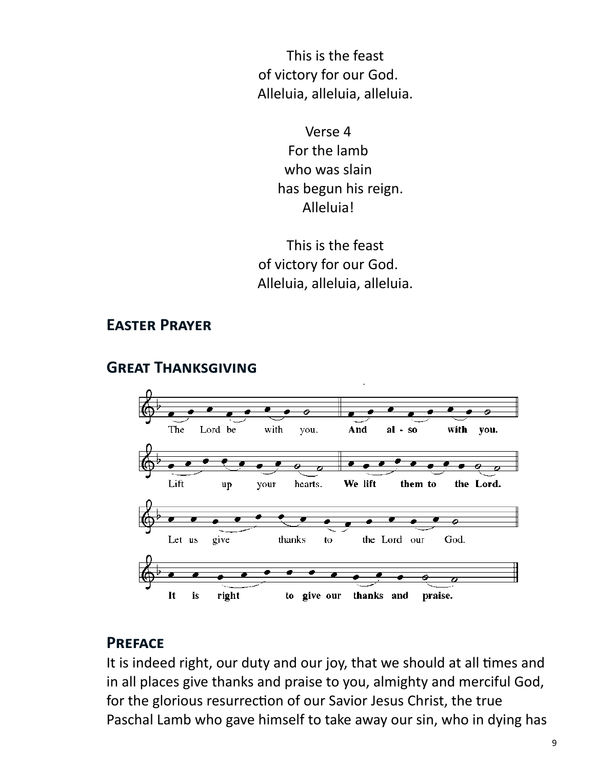This is the feast
of victory for our God.
Alleluia, alleluia, alleluia.

Verse 4
For the lamb
who was slain
has begun his reign.
Alleluia!

This is the feast
of victory for our God.
Alleluia, alleluia, alleluia.

## Easter Prayer

## Great Thanksgiving

The Lord be with you. **And also with you.**

Lift up your hearts. **We lift them to the Lord.**

Let us give thanks to the Lord our God.

**It is right to give our thanks and praise.**

## Preface

It is indeed right, our duty and our joy, that we should at all times and in all places give thanks and praise to you, almighty and merciful God, for the glorious resurrection of our Savior Jesus Christ, the true Paschal Lamb who gave himself to take away our sin, who in dying has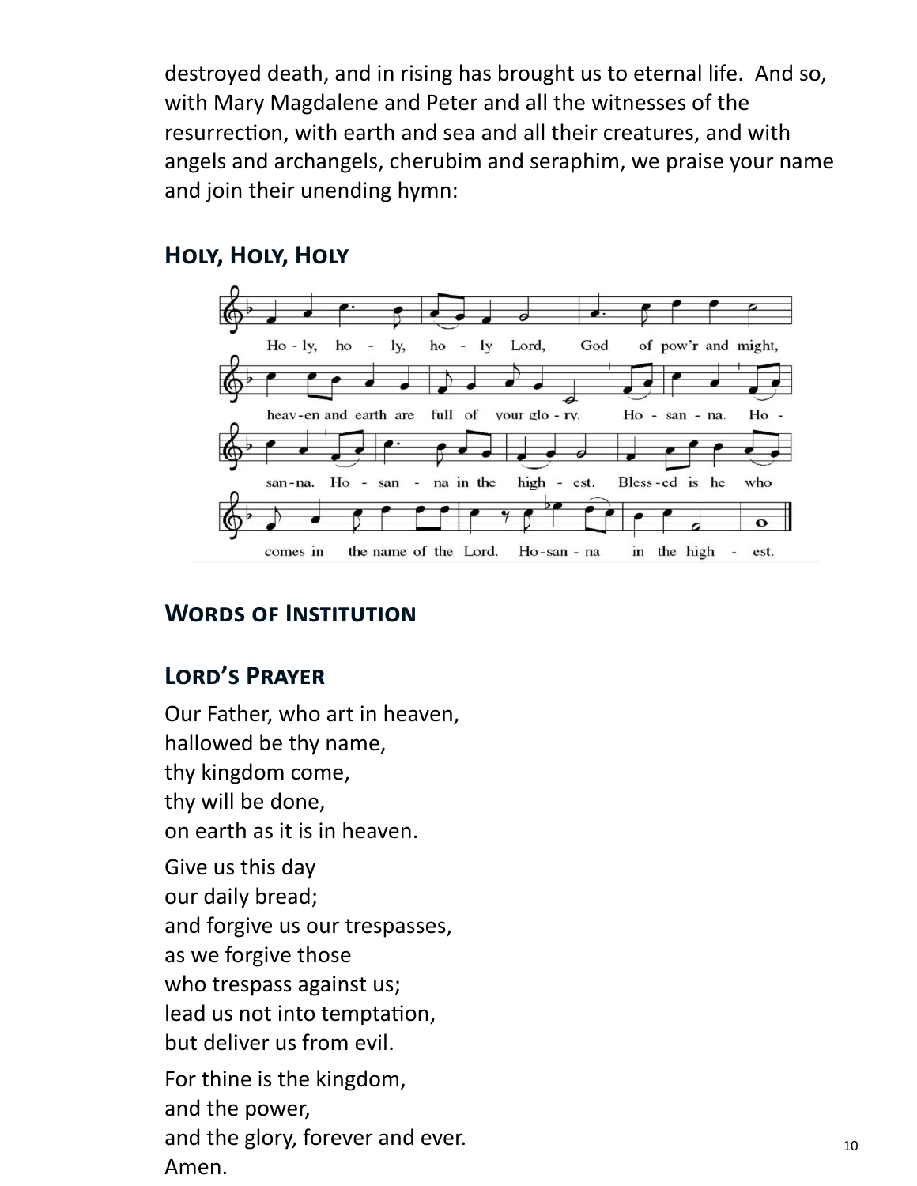destroyed death, and in rising has brought us to eternal life. And so, with Mary Magdalene and Peter and all the witnesses of the resurrection, with earth and sea and all their creatures, and with angels and archangels, cherubim and seraphim, we praise your name and join their unending hymn:

## Holy, Holy, Holy

Ho - ly, ho - ly, ho - ly Lord, God of pow'r and might,
heav-en and earth are full of your glo - ry. Ho - san - na. Ho -
san-na. Ho - san - na in the high - est. Bless-ed is he who
comes in the name of the Lord. Ho-san - na in the high - est.

## Words of Institution

## Lord's Prayer

Our Father, who art in heaven,
hallowed be thy name,
thy kingdom come,
thy will be done,
on earth as it is in heaven.

Give us this day
our daily bread;
and forgive us our trespasses,
as we forgive those
who trespass against us;
lead us not into temptation,
but deliver us from evil.

For thine is the kingdom,
and the power,
and the glory, forever and ever.
Amen.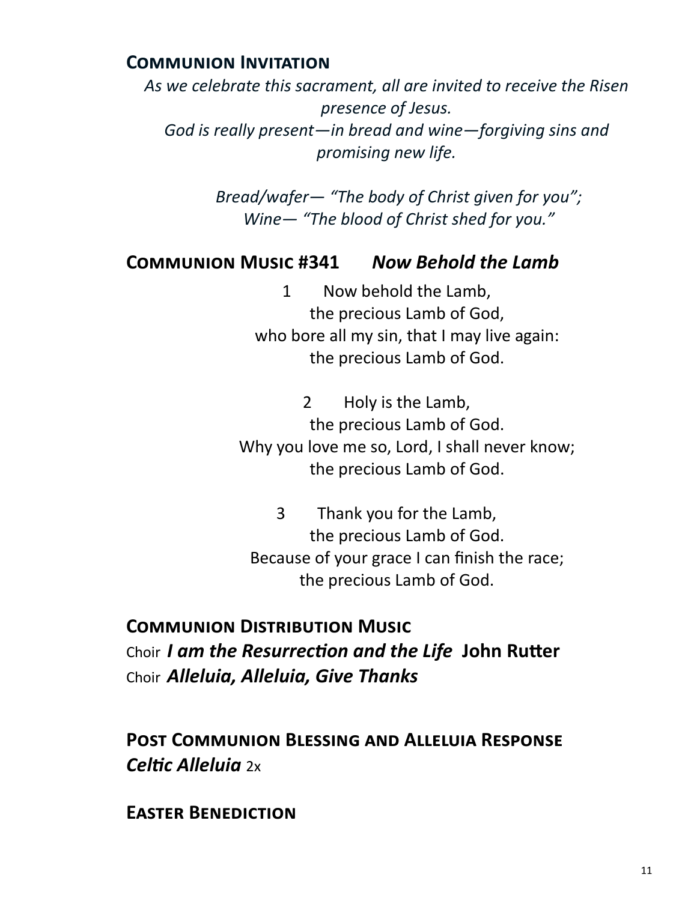## Communion Invitation

*As we celebrate this sacrament, all are invited to receive the Risen presence of Jesus.*
*God is really present—in bread and wine—forgiving sins and promising new life.*

*Bread/wafer— "The body of Christ given for you";*
*Wine— "The blood of Christ shed for you."*

## Communion Music #341 *Now Behold the Lamb*

1 Now behold the Lamb,
the precious Lamb of God,
who bore all my sin, that I may live again:
the precious Lamb of God.

2 Holy is the Lamb,
the precious Lamb of God.
Why you love me so, Lord, I shall never know;
the precious Lamb of God.

3 Thank you for the Lamb,
the precious Lamb of God.
Because of your grace I can finish the race;
the precious Lamb of God.

## Communion Distribution Music

Choir ***I am the Resurrection and the Life*** **John Rutter**
Choir ***Alleluia, Alleluia, Give Thanks***

## Post Communion Blessing and Alleluia Response

***Celtic Alleluia*** 2x

## Easter Benediction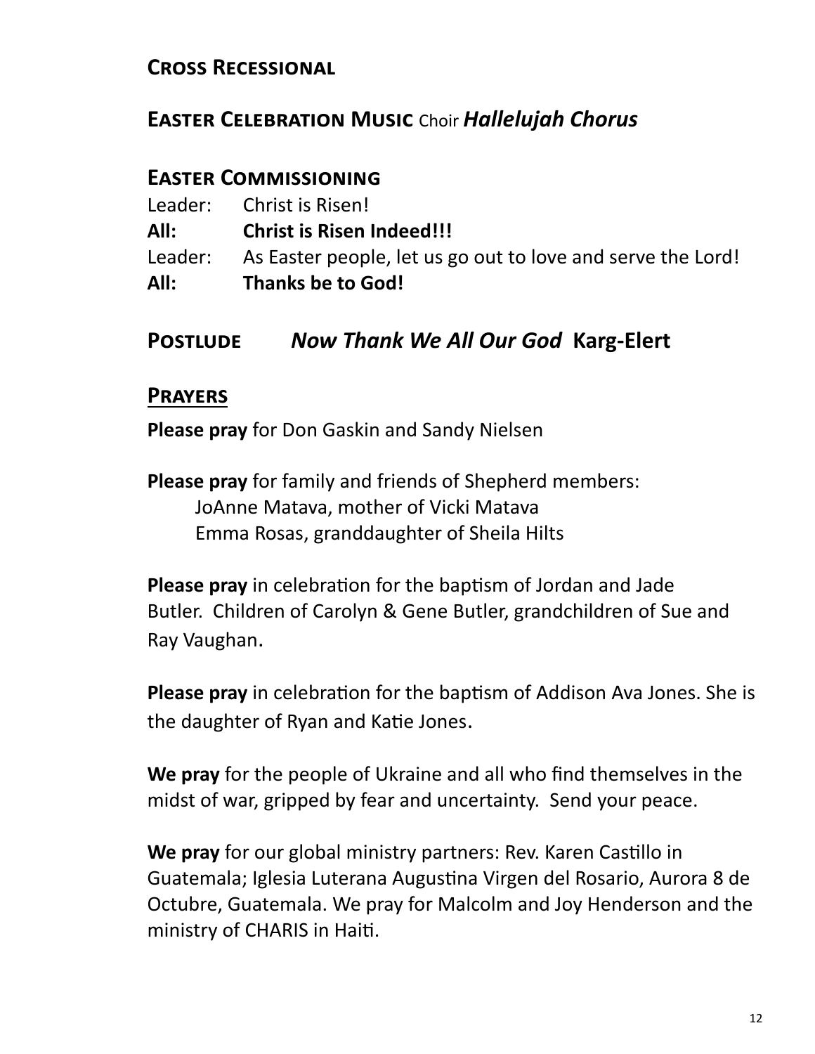## Cross Recessional

## Easter Celebration Music Choir *Hallelujah Chorus*

## Easter Commissioning

Leader: Christ is Risen!

**All: Christ is Risen Indeed!!!**

Leader: As Easter people, let us go out to love and serve the Lord!

**All: Thanks be to God!**

## Postlude *Now Thank We All Our God* Karg-Elert

## Prayers

**Please pray** for Don Gaskin and Sandy Nielsen

**Please pray** for family and friends of Shepherd members:
JoAnne Matava, mother of Vicki Matava
Emma Rosas, granddaughter of Sheila Hilts

**Please pray** in celebration for the baptism of Jordan and Jade Butler. Children of Carolyn & Gene Butler, grandchildren of Sue and Ray Vaughan.

**Please pray** in celebration for the baptism of Addison Ava Jones. She is the daughter of Ryan and Katie Jones.

**We pray** for the people of Ukraine and all who find themselves in the midst of war, gripped by fear and uncertainty. Send your peace.

**We pray** for our global ministry partners: Rev. Karen Castillo in Guatemala; Iglesia Luterana Augustina Virgen del Rosario, Aurora 8 de Octubre, Guatemala. We pray for Malcolm and Joy Henderson and the ministry of CHARIS in Haiti.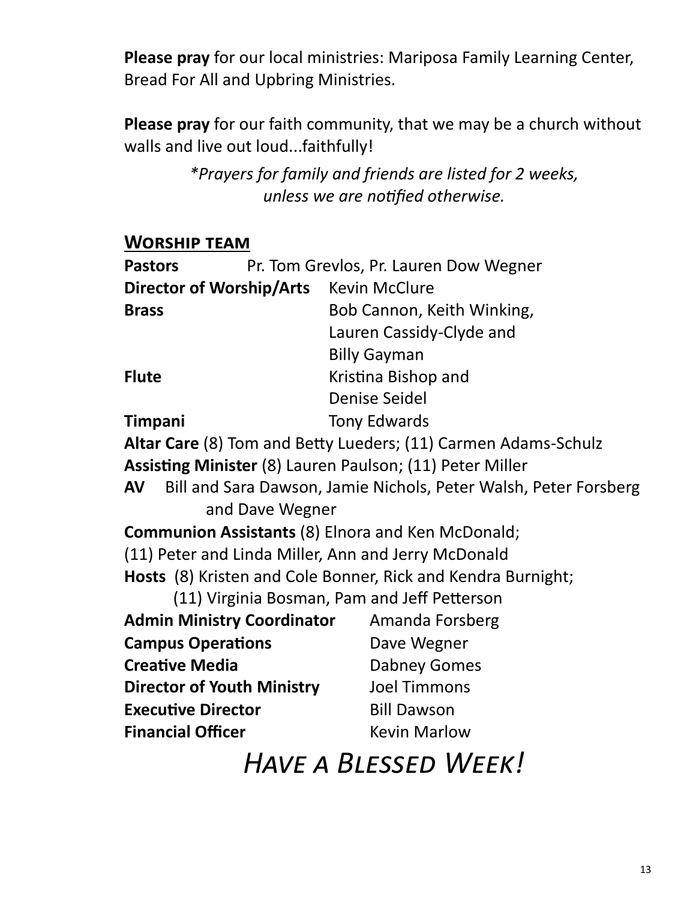**Please pray** for our local ministries: Mariposa Family Learning Center, Bread For All and Upbring Ministries.

**Please pray** for our faith community, that we may be a church without walls and live out loud...faithfully!

*\*Prayers for family and friends are listed for 2 weeks, unless we are notified otherwise.*

## Worship team

**Pastors** Pr. Tom Grevlos, Pr. Lauren Dow Wegner

**Director of Worship/Arts** Kevin McClure

**Brass** Bob Cannon, Keith Winking, Lauren Cassidy-Clyde and Billy Gayman

**Flute** Kristina Bishop and Denise Seidel

**Timpani** Tony Edwards

**Altar Care** (8) Tom and Betty Lueders; (11) Carmen Adams-Schulz

**Assisting Minister** (8) Lauren Paulson; (11) Peter Miller

**AV** Bill and Sara Dawson, Jamie Nichols, Peter Walsh, Peter Forsberg and Dave Wegner

**Communion Assistants** (8) Elnora and Ken McDonald; (11) Peter and Linda Miller, Ann and Jerry McDonald

**Hosts** (8) Kristen and Cole Bonner, Rick and Kendra Burnight; (11) Virginia Bosman, Pam and Jeff Petterson

**Admin Ministry Coordinator** Amanda Forsberg

**Campus Operations** Dave Wegner

**Creative Media** Dabney Gomes

**Director of Youth Ministry** Joel Timmons

**Executive Director** Bill Dawson

**Financial Officer** Kevin Marlow

# *Have a Blessed Week!*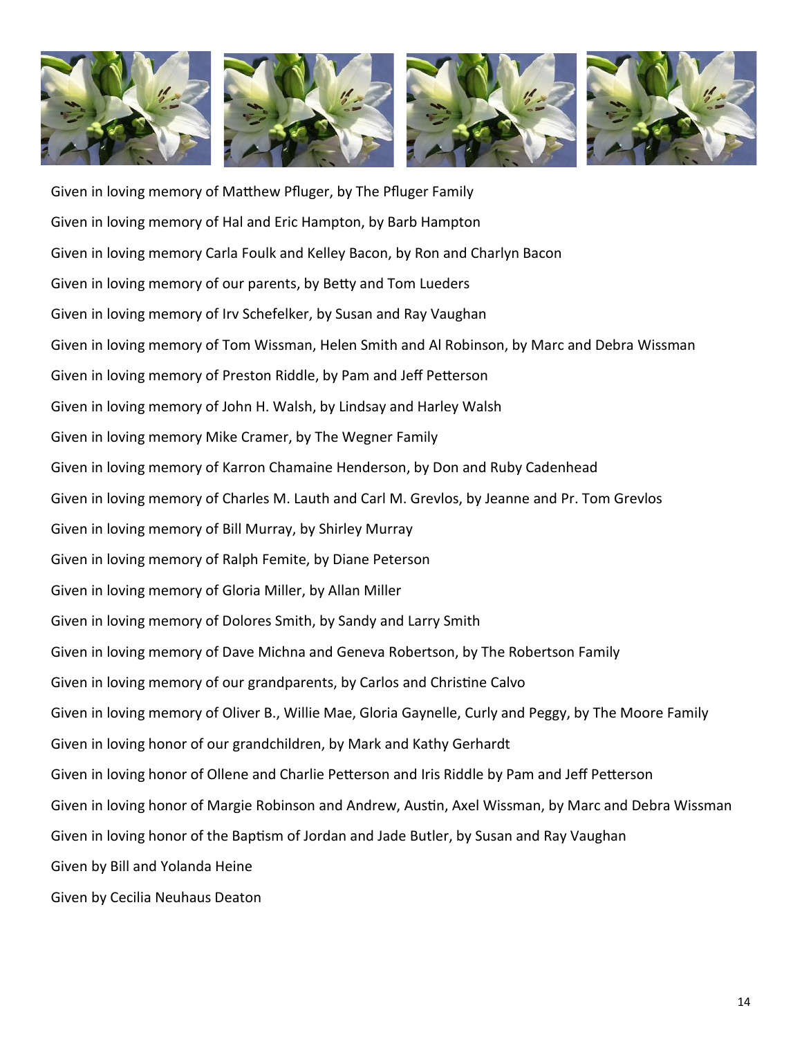Given in loving memory of Matthew Pfluger, by The Pfluger Family

Given in loving memory of Hal and Eric Hampton, by Barb Hampton

Given in loving memory Carla Foulk and Kelley Bacon, by Ron and Charlyn Bacon

Given in loving memory of our parents, by Betty and Tom Lueders

Given in loving memory of Irv Schefelker, by Susan and Ray Vaughan

Given in loving memory of Tom Wissman, Helen Smith and Al Robinson, by Marc and Debra Wissman

Given in loving memory of Preston Riddle, by Pam and Jeff Petterson

Given in loving memory of John H. Walsh, by Lindsay and Harley Walsh

Given in loving memory Mike Cramer, by The Wegner Family

Given in loving memory of Karron Chamaine Henderson, by Don and Ruby Cadenhead

Given in loving memory of Charles M. Lauth and Carl M. Grevlos, by Jeanne and Pr. Tom Grevlos

Given in loving memory of Bill Murray, by Shirley Murray

Given in loving memory of Ralph Femite, by Diane Peterson

Given in loving memory of Gloria Miller, by Allan Miller

Given in loving memory of Dolores Smith, by Sandy and Larry Smith

Given in loving memory of Dave Michna and Geneva Robertson, by The Robertson Family

Given in loving memory of our grandparents, by Carlos and Christine Calvo

Given in loving memory of Oliver B., Willie Mae, Gloria Gaynelle, Curly and Peggy, by The Moore Family

Given in loving honor of our grandchildren, by Mark and Kathy Gerhardt

Given in loving honor of Ollene and Charlie Petterson and Iris Riddle by Pam and Jeff Petterson

Given in loving honor of Margie Robinson and Andrew, Austin, Axel Wissman, by Marc and Debra Wissman

Given in loving honor of the Baptism of Jordan and Jade Butler, by Susan and Ray Vaughan

Given by Bill and Yolanda Heine

Given by Cecilia Neuhaus Deaton